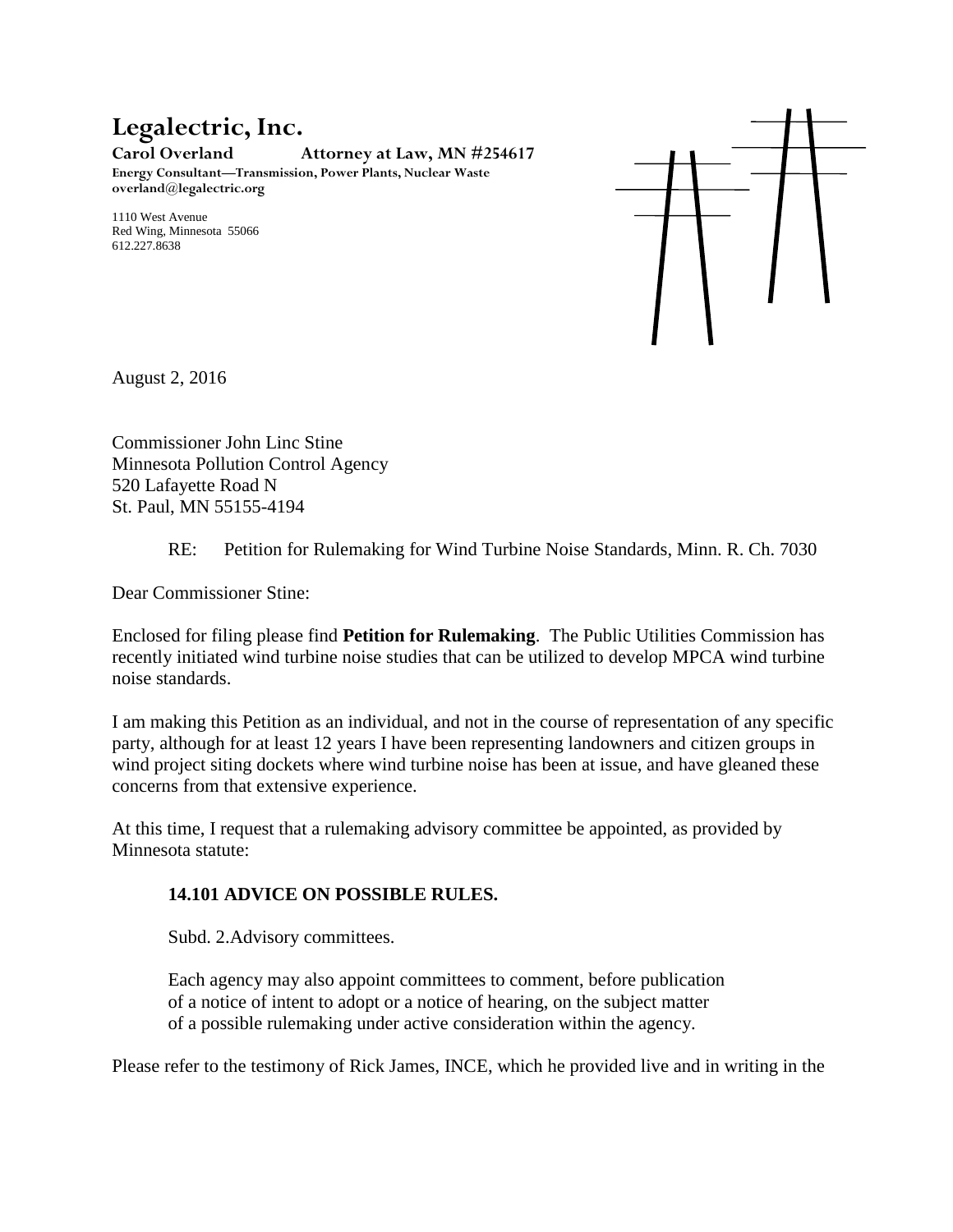# Legalectric, Inc.

**Carol Overland Attorney at Law, MN #254617**
**Energy Consultant—Transmission, Power Plants, Nuclear Waste**
**overland@legalectric.org**

1110 West Avenue
Red Wing, Minnesota 55066
612.227.8638

August 2, 2016

Commissioner John Linc Stine
Minnesota Pollution Control Agency
520 Lafayette Road N
St. Paul, MN 55155-4194

RE: Petition for Rulemaking for Wind Turbine Noise Standards, Minn. R. Ch. 7030

Dear Commissioner Stine:

Enclosed for filing please find **Petition for Rulemaking**. The Public Utilities Commission has recently initiated wind turbine noise studies that can be utilized to develop MPCA wind turbine noise standards.

I am making this Petition as an individual, and not in the course of representation of any specific party, although for at least 12 years I have been representing landowners and citizen groups in wind project siting dockets where wind turbine noise has been at issue, and have gleaned these concerns from that extensive experience.

At this time, I request that a rulemaking advisory committee be appointed, as provided by Minnesota statute:

> **14.101 ADVICE ON POSSIBLE RULES.**
>
> Subd. 2.Advisory committees.
>
> Each agency may also appoint committees to comment, before publication of a notice of intent to adopt or a notice of hearing, on the subject matter of a possible rulemaking under active consideration within the agency.

Please refer to the testimony of Rick James, INCE, which he provided live and in writing in the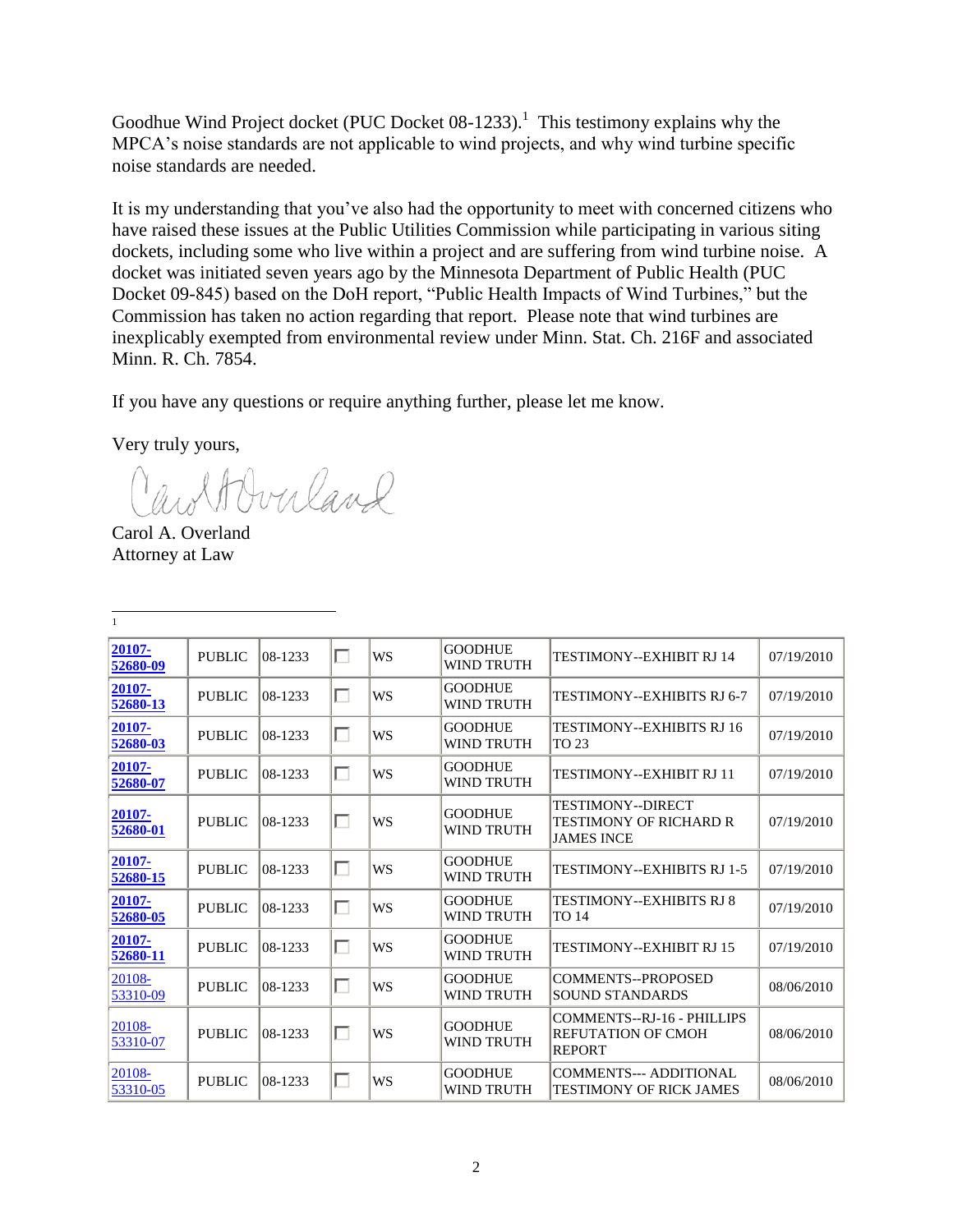Goodhue Wind Project docket (PUC Docket 08-1233).[1] This testimony explains why the MPCA's noise standards are not applicable to wind projects, and why wind turbine specific noise standards are needed.

It is my understanding that you've also had the opportunity to meet with concerned citizens who have raised these issues at the Public Utilities Commission while participating in various siting dockets, including some who live within a project and are suffering from wind turbine noise. A docket was initiated seven years ago by the Minnesota Department of Public Health (PUC Docket 09-845) based on the DoH report, "Public Health Impacts of Wind Turbines," but the Commission has taken no action regarding that report. Please note that wind turbines are inexplicably exempted from environmental review under Minn. Stat. Ch. 216F and associated Minn. R. Ch. 7854.

If you have any questions or require anything further, please let me know.

Very truly yours,

Carol A. Overland
Attorney at Law

---

[1]

| | | | | | | | |
|---|---|---|---|---|---|---|---|
| **20107-52680-09** | PUBLIC | 08-1233 | ☐ | WS | GOODHUE WIND TRUTH | TESTIMONY--EXHIBIT RJ 14 | 07/19/2010 |
| **20107-52680-13** | PUBLIC | 08-1233 | ☐ | WS | GOODHUE WIND TRUTH | TESTIMONY--EXHIBITS RJ 6-7 | 07/19/2010 |
| **20107-52680-03** | PUBLIC | 08-1233 | ☐ | WS | GOODHUE WIND TRUTH | TESTIMONY--EXHIBITS RJ 16 TO 23 | 07/19/2010 |
| **20107-52680-07** | PUBLIC | 08-1233 | ☐ | WS | GOODHUE WIND TRUTH | TESTIMONY--EXHIBIT RJ 11 | 07/19/2010 |
| **20107-52680-01** | PUBLIC | 08-1233 | ☐ | WS | GOODHUE WIND TRUTH | TESTIMONY--DIRECT TESTIMONY OF RICHARD R JAMES INCE | 07/19/2010 |
| **20107-52680-15** | PUBLIC | 08-1233 | ☐ | WS | GOODHUE WIND TRUTH | TESTIMONY--EXHIBITS RJ 1-5 | 07/19/2010 |
| **20107-52680-05** | PUBLIC | 08-1233 | ☐ | WS | GOODHUE WIND TRUTH | TESTIMONY--EXHIBITS RJ 8 TO 14 | 07/19/2010 |
| **20107-52680-11** | PUBLIC | 08-1233 | ☐ | WS | GOODHUE WIND TRUTH | TESTIMONY--EXHIBIT RJ 15 | 07/19/2010 |
| 20108-53310-09 | PUBLIC | 08-1233 | ☐ | WS | GOODHUE WIND TRUTH | COMMENTS--PROPOSED SOUND STANDARDS | 08/06/2010 |
| 20108-53310-07 | PUBLIC | 08-1233 | ☐ | WS | GOODHUE WIND TRUTH | COMMENTS--RJ-16 - PHILLIPS REFUTATION OF CMOH REPORT | 08/06/2010 |
| 20108-53310-05 | PUBLIC | 08-1233 | ☐ | WS | GOODHUE WIND TRUTH | COMMENTS--- ADDITIONAL TESTIMONY OF RICK JAMES | 08/06/2010 |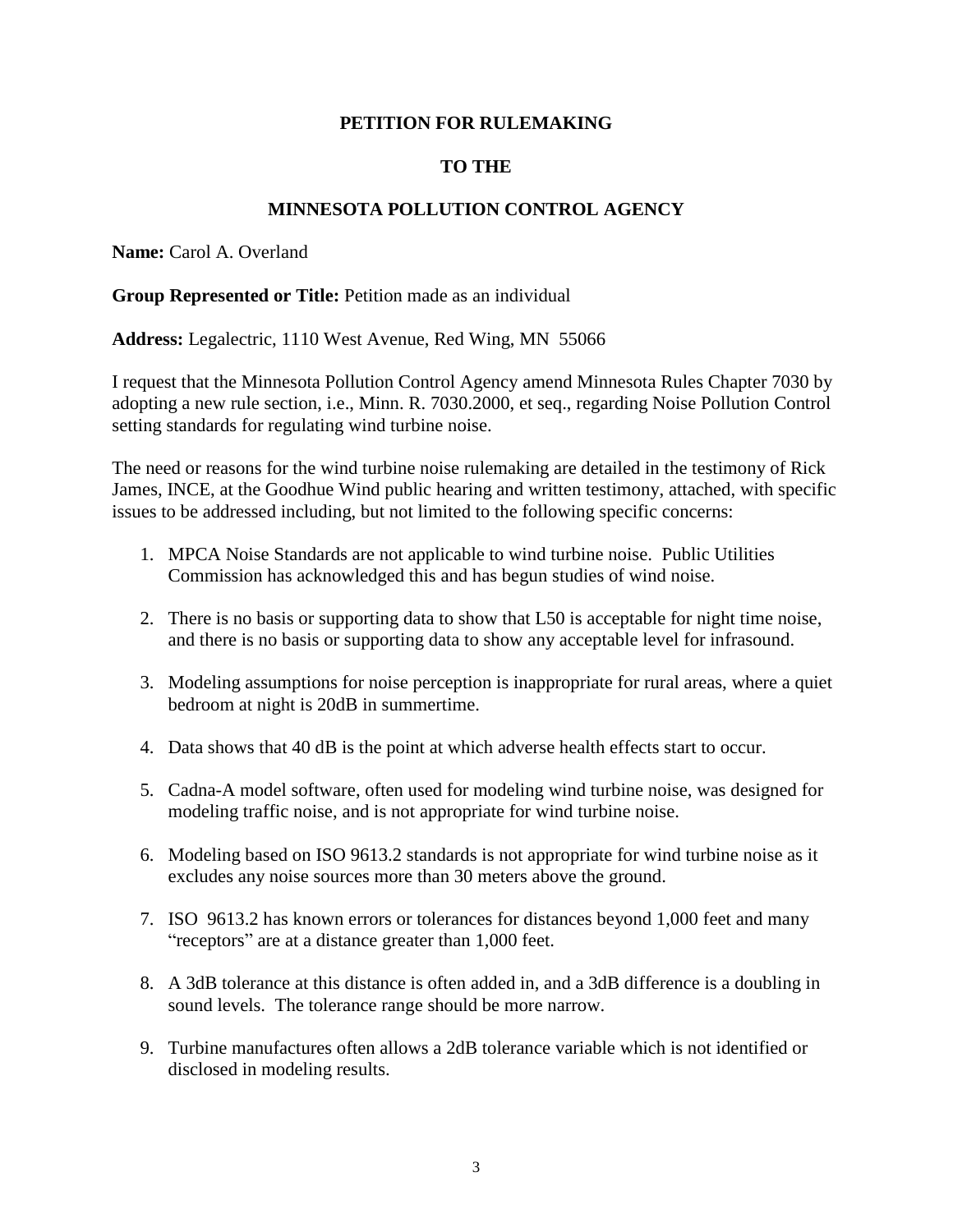**PETITION FOR RULEMAKING**

**TO THE**

**MINNESOTA POLLUTION CONTROL AGENCY**

**Name:** Carol A. Overland

**Group Represented or Title:** Petition made as an individual

**Address:** Legalectric, 1110 West Avenue, Red Wing, MN 55066

I request that the Minnesota Pollution Control Agency amend Minnesota Rules Chapter 7030 by adopting a new rule section, i.e., Minn. R. 7030.2000, et seq., regarding Noise Pollution Control setting standards for regulating wind turbine noise.

The need or reasons for the wind turbine noise rulemaking are detailed in the testimony of Rick James, INCE, at the Goodhue Wind public hearing and written testimony, attached, with specific issues to be addressed including, but not limited to the following specific concerns:

1. MPCA Noise Standards are not applicable to wind turbine noise. Public Utilities Commission has acknowledged this and has begun studies of wind noise.

2. There is no basis or supporting data to show that L50 is acceptable for night time noise, and there is no basis or supporting data to show any acceptable level for infrasound.

3. Modeling assumptions for noise perception is inappropriate for rural areas, where a quiet bedroom at night is 20dB in summertime.

4. Data shows that 40 dB is the point at which adverse health effects start to occur.

5. Cadna-A model software, often used for modeling wind turbine noise, was designed for modeling traffic noise, and is not appropriate for wind turbine noise.

6. Modeling based on ISO 9613.2 standards is not appropriate for wind turbine noise as it excludes any noise sources more than 30 meters above the ground.

7. ISO 9613.2 has known errors or tolerances for distances beyond 1,000 feet and many "receptors" are at a distance greater than 1,000 feet.

8. A 3dB tolerance at this distance is often added in, and a 3dB difference is a doubling in sound levels. The tolerance range should be more narrow.

9. Turbine manufactures often allows a 2dB tolerance variable which is not identified or disclosed in modeling results.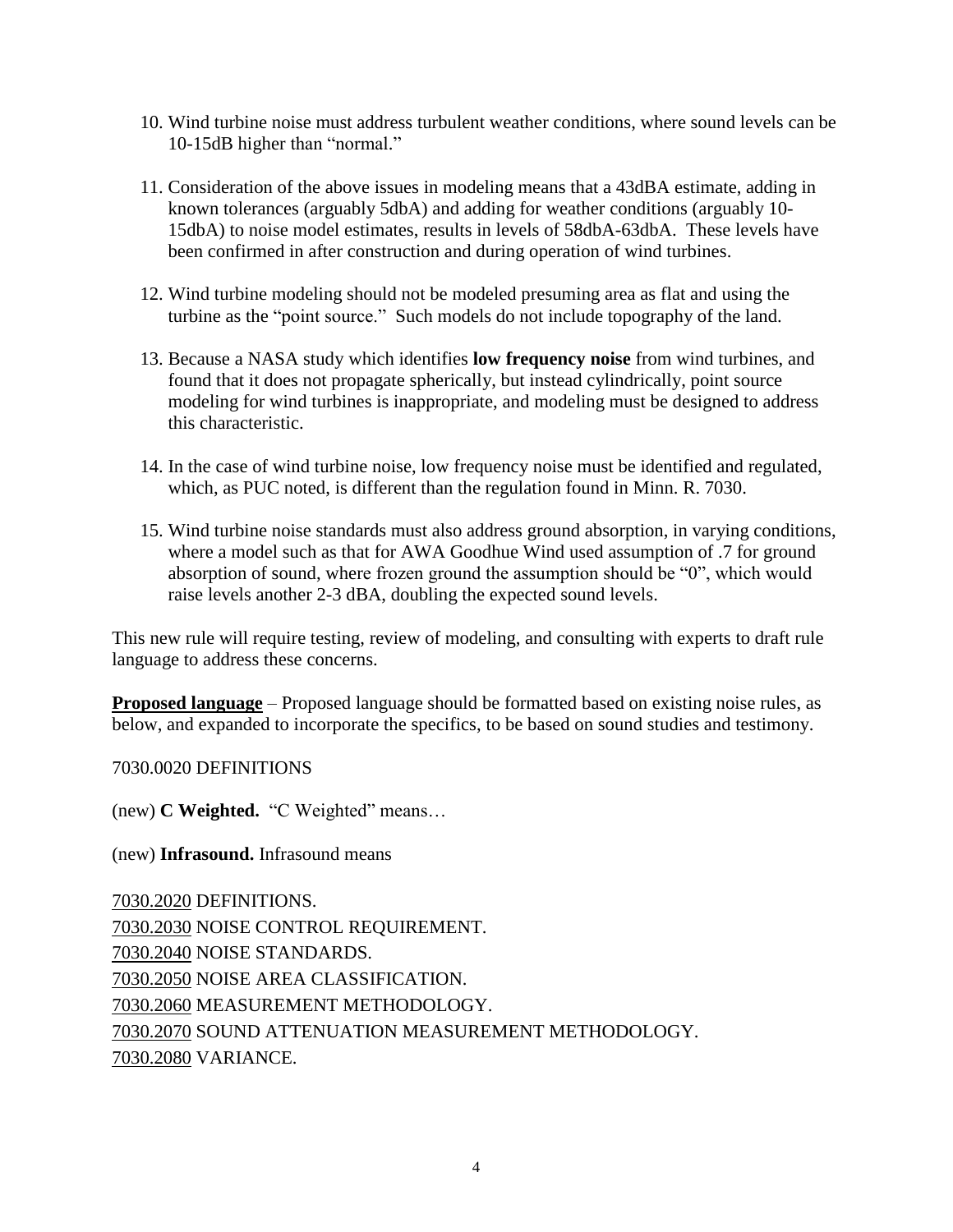10. Wind turbine noise must address turbulent weather conditions, where sound levels can be 10-15dB higher than "normal."

11. Consideration of the above issues in modeling means that a 43dBA estimate, adding in known tolerances (arguably 5dbA) and adding for weather conditions (arguably 10-15dbA) to noise model estimates, results in levels of 58dbA-63dbA. These levels have been confirmed in after construction and during operation of wind turbines.

12. Wind turbine modeling should not be modeled presuming area as flat and using the turbine as the "point source." Such models do not include topography of the land.

13. Because a NASA study which identifies **low frequency noise** from wind turbines, and found that it does not propagate spherically, but instead cylindrically, point source modeling for wind turbines is inappropriate, and modeling must be designed to address this characteristic.

14. In the case of wind turbine noise, low frequency noise must be identified and regulated, which, as PUC noted, is different than the regulation found in Minn. R. 7030.

15. Wind turbine noise standards must also address ground absorption, in varying conditions, where a model such as that for AWA Goodhue Wind used assumption of .7 for ground absorption of sound, where frozen ground the assumption should be "0", which would raise levels another 2-3 dBA, doubling the expected sound levels.

This new rule will require testing, review of modeling, and consulting with experts to draft rule language to address these concerns.

**Proposed language** – Proposed language should be formatted based on existing noise rules, as below, and expanded to incorporate the specifics, to be based on sound studies and testimony.

7030.0020 DEFINITIONS

(new) **C Weighted.** "C Weighted" means…

(new) **Infrasound.** Infrasound means

7030.2020 DEFINITIONS.
7030.2030 NOISE CONTROL REQUIREMENT.
7030.2040 NOISE STANDARDS.
7030.2050 NOISE AREA CLASSIFICATION.
7030.2060 MEASUREMENT METHODOLOGY.
7030.2070 SOUND ATTENUATION MEASUREMENT METHODOLOGY.
7030.2080 VARIANCE.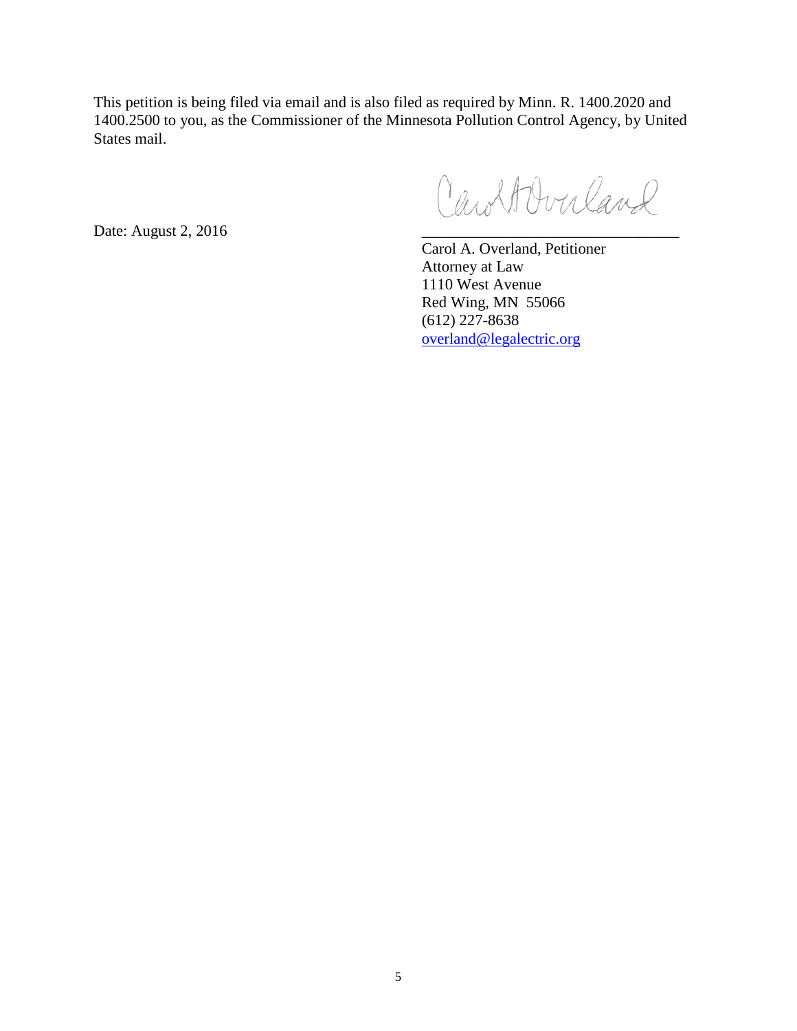This petition is being filed via email and is also filed as required by Minn. R. 1400.2020 and 1400.2500 to you, as the Commissioner of the Minnesota Pollution Control Agency, by United States mail.

Date: August 2, 2016

_________________________________
Carol A. Overland, Petitioner
Attorney at Law
1110 West Avenue
Red Wing, MN 55066
(612) 227-8638
overland@legalectric.org